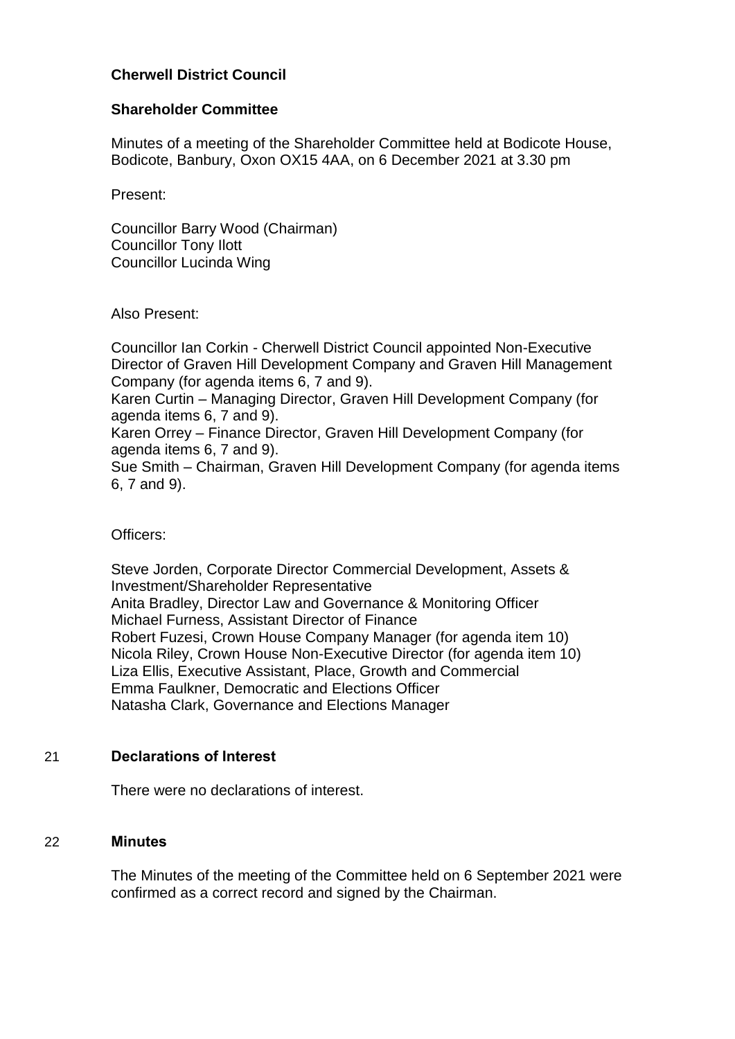**Cherwell District Council**

**Shareholder Committee**

Minutes of a meeting of the Shareholder Committee held at Bodicote House, Bodicote, Banbury, Oxon OX15 4AA, on 6 December 2021 at 3.30 pm

Present:

Councillor Barry Wood (Chairman)
Councillor Tony Ilott
Councillor Lucinda Wing

Also Present:

Councillor Ian Corkin - Cherwell District Council appointed Non-Executive Director of Graven Hill Development Company and Graven Hill Management Company (for agenda items 6, 7 and 9).
Karen Curtin – Managing Director, Graven Hill Development Company (for agenda items 6, 7 and 9).
Karen Orrey – Finance Director, Graven Hill Development Company (for agenda items 6, 7 and 9).
Sue Smith – Chairman, Graven Hill Development Company (for agenda items 6, 7 and 9).

Officers:

Steve Jorden, Corporate Director Commercial Development, Assets & Investment/Shareholder Representative
Anita Bradley, Director Law and Governance & Monitoring Officer
Michael Furness, Assistant Director of Finance
Robert Fuzesi, Crown House Company Manager (for agenda item 10)
Nicola Riley, Crown House Non-Executive Director (for agenda item 10)
Liza Ellis, Executive Assistant, Place, Growth and Commercial
Emma Faulkner, Democratic and Elections Officer
Natasha Clark, Governance and Elections Manager

## 21 Declarations of Interest

There were no declarations of interest.

## 22 Minutes

The Minutes of the meeting of the Committee held on 6 September 2021 were confirmed as a correct record and signed by the Chairman.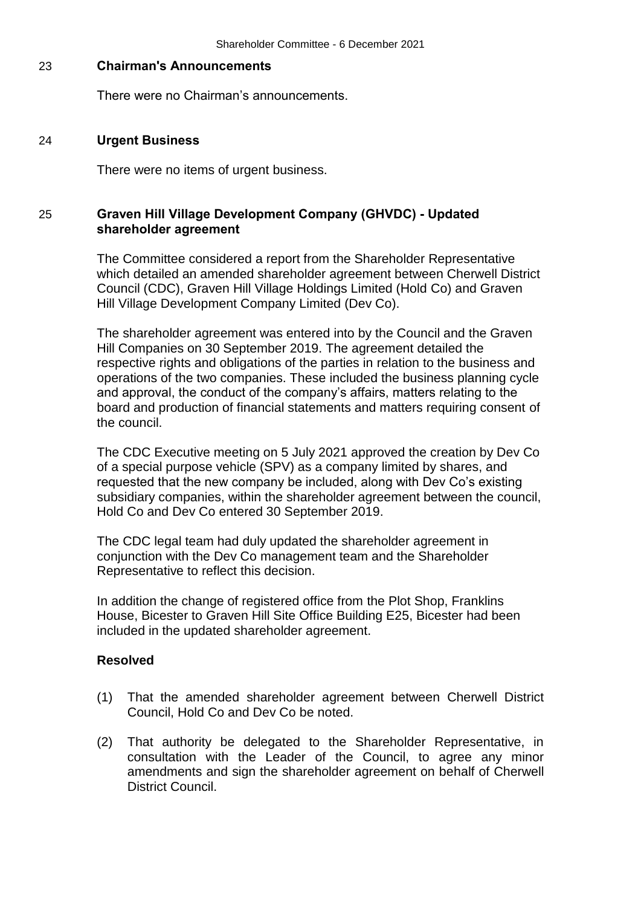## 23 Chairman's Announcements

There were no Chairman's announcements.

## 24 Urgent Business

There were no items of urgent business.

## 25 Graven Hill Village Development Company (GHVDC) - Updated shareholder agreement

The Committee considered a report from the Shareholder Representative which detailed an amended shareholder agreement between Cherwell District Council (CDC), Graven Hill Village Holdings Limited (Hold Co) and Graven Hill Village Development Company Limited (Dev Co).

The shareholder agreement was entered into by the Council and the Graven Hill Companies on 30 September 2019. The agreement detailed the respective rights and obligations of the parties in relation to the business and operations of the two companies. These included the business planning cycle and approval, the conduct of the company's affairs, matters relating to the board and production of financial statements and matters requiring consent of the council.

The CDC Executive meeting on 5 July 2021 approved the creation by Dev Co of a special purpose vehicle (SPV) as a company limited by shares, and requested that the new company be included, along with Dev Co's existing subsidiary companies, within the shareholder agreement between the council, Hold Co and Dev Co entered 30 September 2019.

The CDC legal team had duly updated the shareholder agreement in conjunction with the Dev Co management team and the Shareholder Representative to reflect this decision.

In addition the change of registered office from the Plot Shop, Franklins House, Bicester to Graven Hill Site Office Building E25, Bicester had been included in the updated shareholder agreement.

**Resolved**

(1) That the amended shareholder agreement between Cherwell District Council, Hold Co and Dev Co be noted.

(2) That authority be delegated to the Shareholder Representative, in consultation with the Leader of the Council, to agree any minor amendments and sign the shareholder agreement on behalf of Cherwell District Council.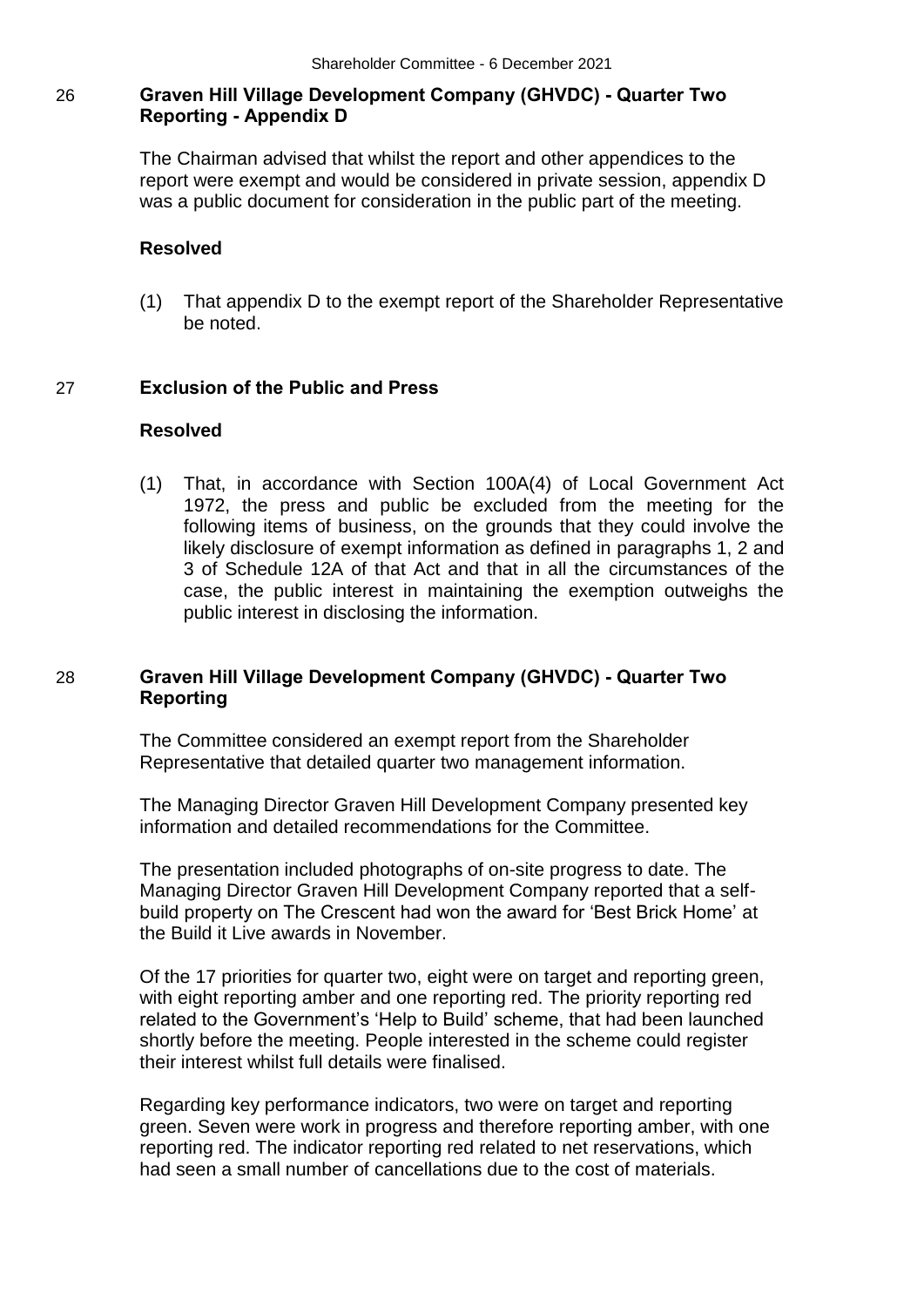## 26 Graven Hill Village Development Company (GHVDC) - Quarter Two Reporting - Appendix D

The Chairman advised that whilst the report and other appendices to the report were exempt and would be considered in private session, appendix D was a public document for consideration in the public part of the meeting.

**Resolved**

(1) That appendix D to the exempt report of the Shareholder Representative be noted.

## 27 Exclusion of the Public and Press

**Resolved**

(1) That, in accordance with Section 100A(4) of Local Government Act 1972, the press and public be excluded from the meeting for the following items of business, on the grounds that they could involve the likely disclosure of exempt information as defined in paragraphs 1, 2 and 3 of Schedule 12A of that Act and that in all the circumstances of the case, the public interest in maintaining the exemption outweighs the public interest in disclosing the information.

## 28 Graven Hill Village Development Company (GHVDC) - Quarter Two Reporting

The Committee considered an exempt report from the Shareholder Representative that detailed quarter two management information.

The Managing Director Graven Hill Development Company presented key information and detailed recommendations for the Committee.

The presentation included photographs of on-site progress to date. The Managing Director Graven Hill Development Company reported that a self-build property on The Crescent had won the award for 'Best Brick Home' at the Build it Live awards in November.

Of the 17 priorities for quarter two, eight were on target and reporting green, with eight reporting amber and one reporting red. The priority reporting red related to the Government's 'Help to Build' scheme, that had been launched shortly before the meeting. People interested in the scheme could register their interest whilst full details were finalised.

Regarding key performance indicators, two were on target and reporting green. Seven were work in progress and therefore reporting amber, with one reporting red. The indicator reporting red related to net reservations, which had seen a small number of cancellations due to the cost of materials.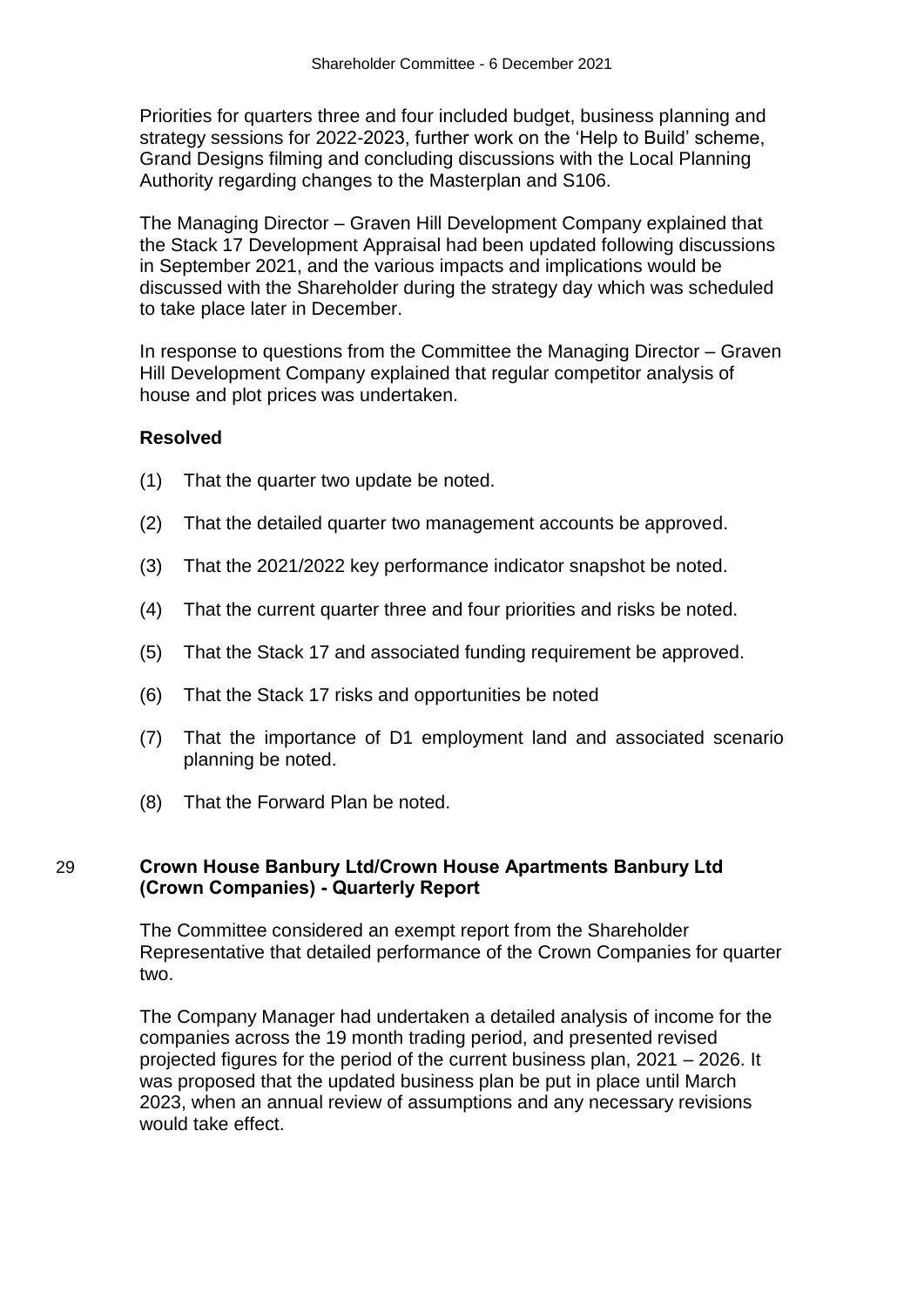Priorities for quarters three and four included budget, business planning and strategy sessions for 2022-2023, further work on the 'Help to Build' scheme, Grand Designs filming and concluding discussions with the Local Planning Authority regarding changes to the Masterplan and S106.

The Managing Director – Graven Hill Development Company explained that the Stack 17 Development Appraisal had been updated following discussions in September 2021, and the various impacts and implications would be discussed with the Shareholder during the strategy day which was scheduled to take place later in December.

In response to questions from the Committee the Managing Director – Graven Hill Development Company explained that regular competitor analysis of house and plot prices was undertaken.

**Resolved**

(1) That the quarter two update be noted.

(2) That the detailed quarter two management accounts be approved.

(3) That the 2021/2022 key performance indicator snapshot be noted.

(4) That the current quarter three and four priorities and risks be noted.

(5) That the Stack 17 and associated funding requirement be approved.

(6) That the Stack 17 risks and opportunities be noted

(7) That the importance of D1 employment land and associated scenario planning be noted.

(8) That the Forward Plan be noted.

## 29 Crown House Banbury Ltd/Crown House Apartments Banbury Ltd (Crown Companies) - Quarterly Report

The Committee considered an exempt report from the Shareholder Representative that detailed performance of the Crown Companies for quarter two.

The Company Manager had undertaken a detailed analysis of income for the companies across the 19 month trading period, and presented revised projected figures for the period of the current business plan, 2021 – 2026. It was proposed that the updated business plan be put in place until March 2023, when an annual review of assumptions and any necessary revisions would take effect.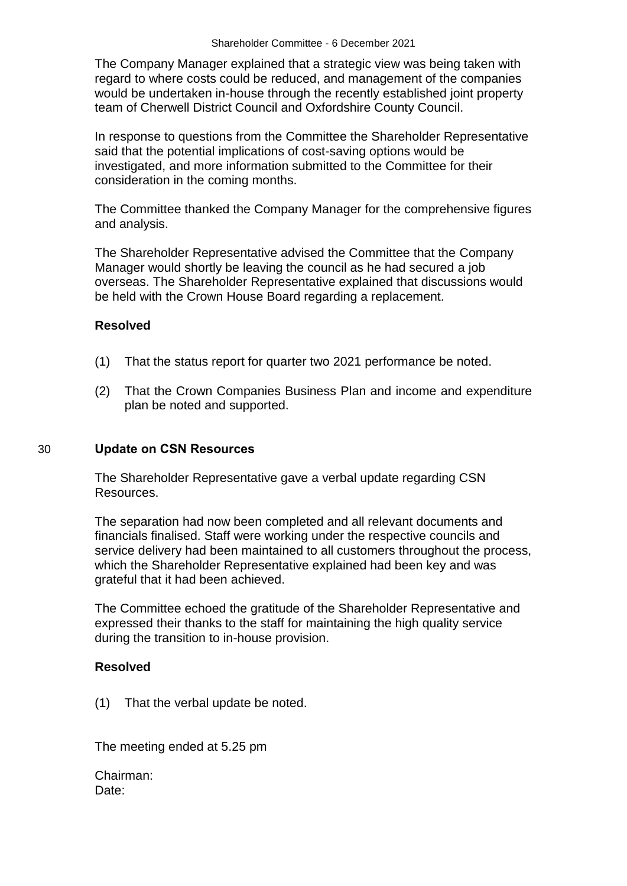The Company Manager explained that a strategic view was being taken with regard to where costs could be reduced, and management of the companies would be undertaken in-house through the recently established joint property team of Cherwell District Council and Oxfordshire County Council.

In response to questions from the Committee the Shareholder Representative said that the potential implications of cost-saving options would be investigated, and more information submitted to the Committee for their consideration in the coming months.

The Committee thanked the Company Manager for the comprehensive figures and analysis.

The Shareholder Representative advised the Committee that the Company Manager would shortly be leaving the council as he had secured a job overseas. The Shareholder Representative explained that discussions would be held with the Crown House Board regarding a replacement.

**Resolved**

(1) That the status report for quarter two 2021 performance be noted.

(2) That the Crown Companies Business Plan and income and expenditure plan be noted and supported.

## 30 Update on CSN Resources

The Shareholder Representative gave a verbal update regarding CSN Resources.

The separation had now been completed and all relevant documents and financials finalised. Staff were working under the respective councils and service delivery had been maintained to all customers throughout the process, which the Shareholder Representative explained had been key and was grateful that it had been achieved.

The Committee echoed the gratitude of the Shareholder Representative and expressed their thanks to the staff for maintaining the high quality service during the transition to in-house provision.

**Resolved**

(1) That the verbal update be noted.

The meeting ended at 5.25 pm

Chairman:
Date: